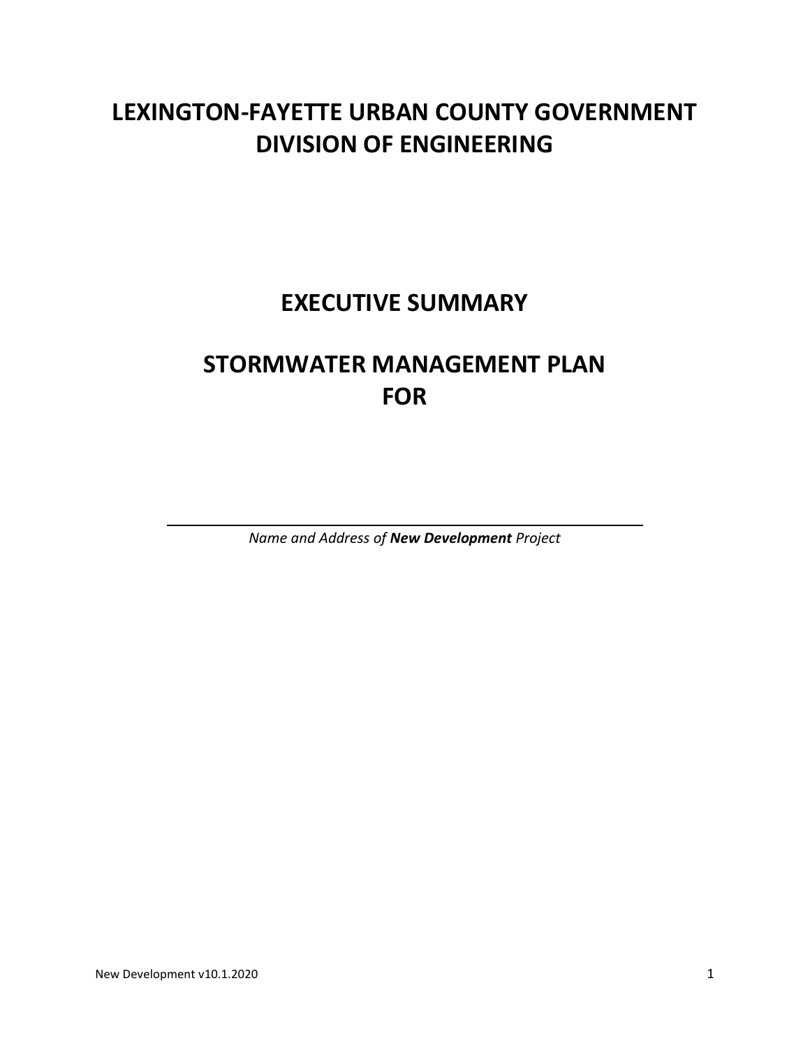# LEXINGTON-FAYETTE URBAN COUNTY GOVERNMENT
# DIVISION OF ENGINEERING

## EXECUTIVE SUMMARY

## STORMWATER MANAGEMENT PLAN
## FOR

\_\_\_\_\_\_\_\_\_\_\_\_\_\_\_\_\_\_\_\_\_\_\_\_\_\_\_\_\_\_\_\_\_\_\_\_\_\_\_\_\_\_\_\_\_\_\_\_\_\_\_\_\_\_\_\_\_\_\_\_

*Name and Address of **New Development** Project*

New Development v10.1.2020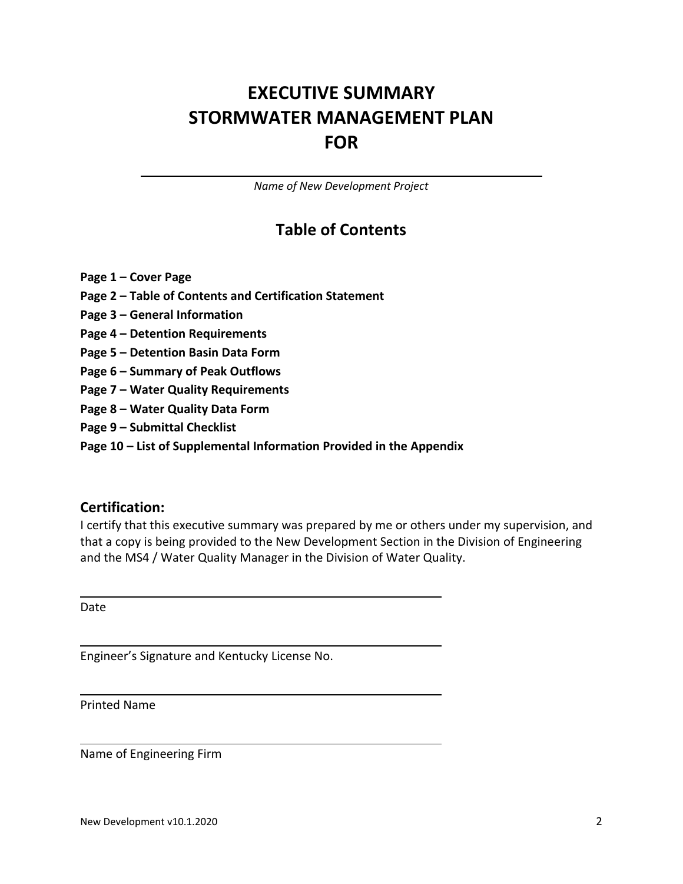# EXECUTIVE SUMMARY
# STORMWATER MANAGEMENT PLAN
# FOR

\_\_\_\_\_\_\_\_\_\_\_\_\_\_\_\_\_\_\_\_\_\_\_\_\_\_\_\_\_\_\_\_\_\_\_\_\_\_\_\_\_\_\_\_\_\_\_\_

*Name of New Development Project*

## Table of Contents

**Page 1 – Cover Page**
**Page 2 – Table of Contents and Certification Statement**
**Page 3 – General Information**
**Page 4 – Detention Requirements**
**Page 5 – Detention Basin Data Form**
**Page 6 – Summary of Peak Outflows**
**Page 7 – Water Quality Requirements**
**Page 8 – Water Quality Data Form**
**Page 9 – Submittal Checklist**
**Page 10 – List of Supplemental Information Provided in the Appendix**

### Certification:

I certify that this executive summary was prepared by me or others under my supervision, and that a copy is being provided to the New Development Section in the Division of Engineering and the MS4 / Water Quality Manager in the Division of Water Quality.

\_\_\_\_\_\_\_\_\_\_\_\_\_\_\_\_\_\_\_\_\_\_\_\_\_\_\_\_\_\_\_\_\_\_\_\_\_\_\_\_\_\_\_\_

Date

\_\_\_\_\_\_\_\_\_\_\_\_\_\_\_\_\_\_\_\_\_\_\_\_\_\_\_\_\_\_\_\_\_\_\_\_\_\_\_\_\_\_\_\_

Engineer's Signature and Kentucky License No.

\_\_\_\_\_\_\_\_\_\_\_\_\_\_\_\_\_\_\_\_\_\_\_\_\_\_\_\_\_\_\_\_\_\_\_\_\_\_\_\_\_\_\_\_

Printed Name

\_\_\_\_\_\_\_\_\_\_\_\_\_\_\_\_\_\_\_\_\_\_\_\_\_\_\_\_\_\_\_\_\_\_\_\_\_\_\_\_\_\_\_\_

Name of Engineering Firm

New Development v10.1.2020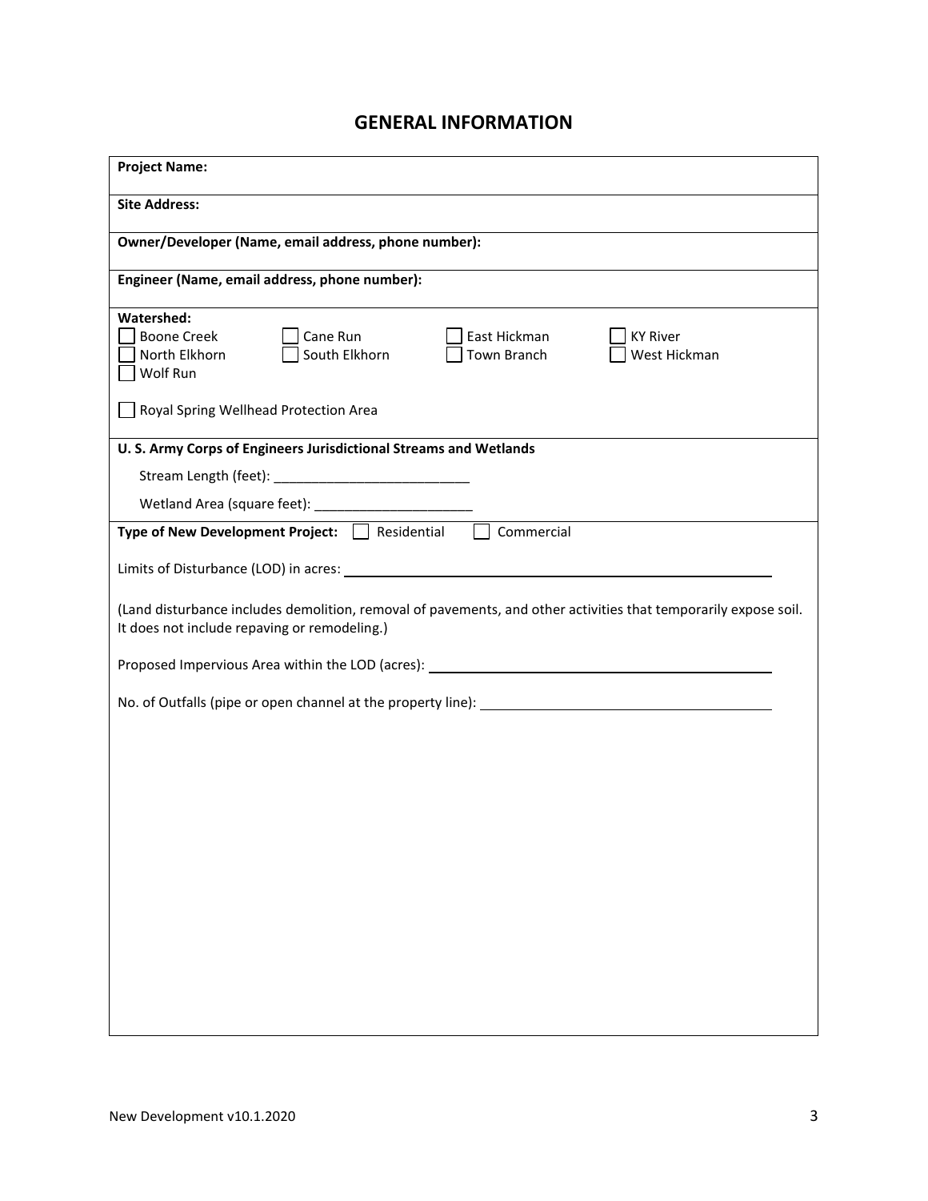# GENERAL INFORMATION

**Project Name:**

**Site Address:**

**Owner/Developer (Name, email address, phone number):**

**Engineer (Name, email address, phone number):**

**Watershed:**

- [ ] Boone Creek
- [ ] Cane Run
- [ ] East Hickman
- [ ] KY River
- [ ] North Elkhorn
- [ ] South Elkhorn
- [ ] Town Branch
- [ ] West Hickman
- [ ] Wolf Run

- [ ] Royal Spring Wellhead Protection Area

**U. S. Army Corps of Engineers Jurisdictional Streams and Wetlands**

Stream Length (feet): ___________________________

Wetland Area (square feet): ______________________

**Type of New Development Project:** [ ] Residential [ ] Commercial

Limits of Disturbance (LOD) in acres: ______________________________

(Land disturbance includes demolition, removal of pavements, and other activities that temporarily expose soil. It does not include repaving or remodeling.)

Proposed Impervious Area within the LOD (acres): ______________________________

No. of Outfalls (pipe or open channel at the property line): ______________________________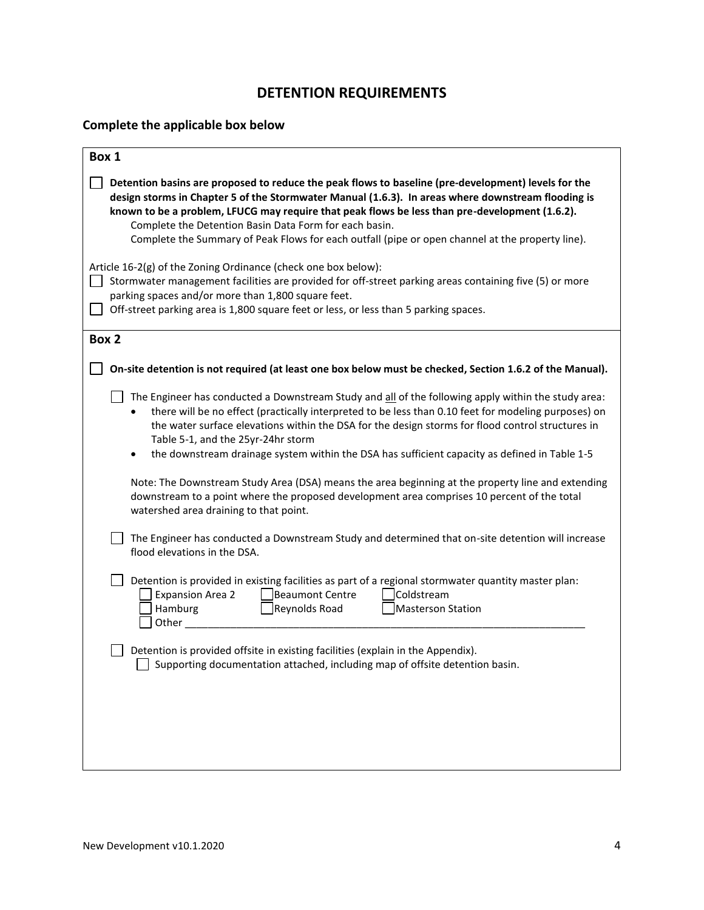# DETENTION REQUIREMENTS

## Complete the applicable box below

### Box 1

☐ **Detention basins are proposed to reduce the peak flows to baseline (pre-development) levels for the design storms in Chapter 5 of the Stormwater Manual (1.6.3). In areas where downstream flooding is known to be a problem, LFUCG may require that peak flows be less than pre-development (1.6.2).**

Complete the Detention Basin Data Form for each basin.

Complete the Summary of Peak Flows for each outfall (pipe or open channel at the property line).

Article 16-2(g) of the Zoning Ordinance (check one box below):

☐ Stormwater management facilities are provided for off-street parking areas containing five (5) or more parking spaces and/or more than 1,800 square feet.

☐ Off-street parking area is 1,800 square feet or less, or less than 5 parking spaces.

### Box 2

☐ **On-site detention is not required (at least one box below must be checked, Section 1.6.2 of the Manual).**

☐ The Engineer has conducted a Downstream Study and <u>all</u> of the following apply within the study area:

- there will be no effect (practically interpreted to be less than 0.10 feet for modeling purposes) on the water surface elevations within the DSA for the design storms for flood control structures in Table 5-1, and the 25yr-24hr storm
- the downstream drainage system within the DSA has sufficient capacity as defined in Table 1-5

Note: The Downstream Study Area (DSA) means the area beginning at the property line and extending downstream to a point where the proposed development area comprises 10 percent of the total watershed area draining to that point.

☐ The Engineer has conducted a Downstream Study and determined that on-site detention will increase flood elevations in the DSA.

☐ Detention is provided in existing facilities as part of a regional stormwater quantity master plan:

☐ Expansion Area 2 ☐ Beaumont Centre ☐ Coldstream

☐ Hamburg ☐ Reynolds Road ☐ Masterson Station

☐ Other ______________________________________________________________________

☐ Detention is provided offsite in existing facilities (explain in the Appendix).

☐ Supporting documentation attached, including map of offsite detention basin.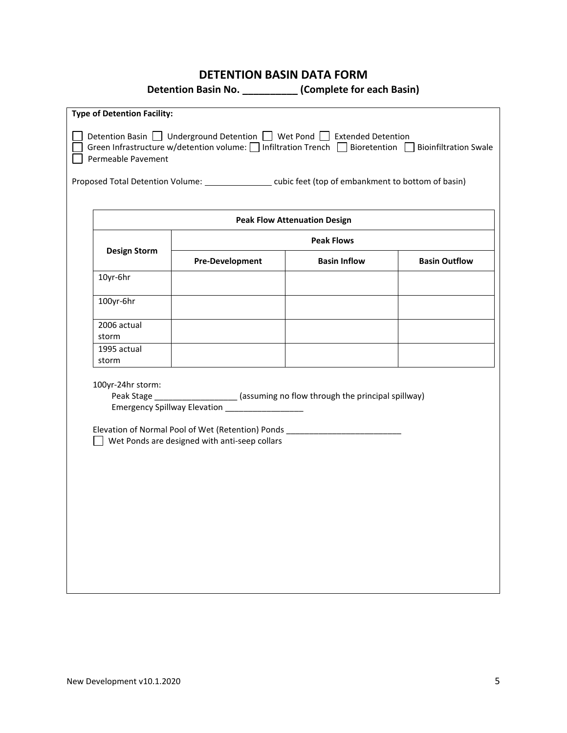# DETENTION BASIN DATA FORM

**Detention Basin No. __________ (Complete for each Basin)**

**Type of Detention Facility:**

☐ Detention Basin ☐ Underground Detention ☐ Wet Pond ☐ Extended Detention
☐ Green Infrastructure w/detention volume: ☐ Infiltration Trench ☐ Bioretention ☐ Bioinfiltration Swale
☐ Permeable Pavement

Proposed Total Detention Volume: _______________ cubic feet (top of embankment to bottom of basin)

| Peak Flow Attenuation Design | | | |
|---|---|---|---|
| **Design Storm** | **Peak Flows** | | |
| | **Pre-Development** | **Basin Inflow** | **Basin Outflow** |
| 10yr-6hr | | | |
| 100yr-6hr | | | |
| 2006 actual storm | | | |
| 1995 actual storm | | | |

100yr-24hr storm:

Peak Stage __________________ (assuming no flow through the principal spillway)

Emergency Spillway Elevation _________________

Elevation of Normal Pool of Wet (Retention) Ponds _________________________

☐ Wet Ponds are designed with anti-seep collars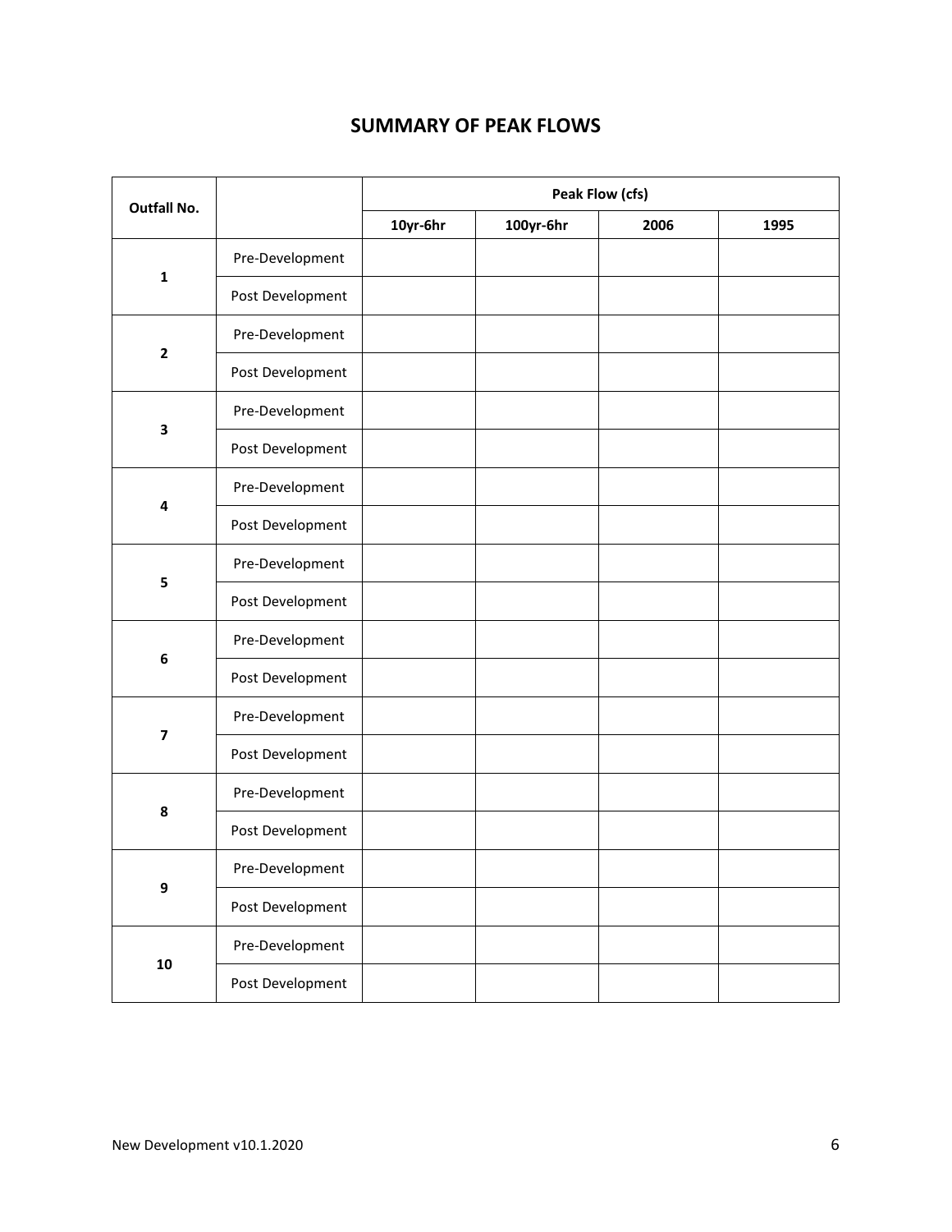## SUMMARY OF PEAK FLOWS

| Outfall No. | | Peak Flow (cfs) | | | |
|---|---|---|---|---|---|
| | | 10yr-6hr | 100yr-6hr | 2006 | 1995 |
| 1 | Pre-Development | | | | |
| | Post Development | | | | |
| 2 | Pre-Development | | | | |
| | Post Development | | | | |
| 3 | Pre-Development | | | | |
| | Post Development | | | | |
| 4 | Pre-Development | | | | |
| | Post Development | | | | |
| 5 | Pre-Development | | | | |
| | Post Development | | | | |
| 6 | Pre-Development | | | | |
| | Post Development | | | | |
| 7 | Pre-Development | | | | |
| | Post Development | | | | |
| 8 | Pre-Development | | | | |
| | Post Development | | | | |
| 9 | Pre-Development | | | | |
| | Post Development | | | | |
| 10 | Pre-Development | | | | |
| | Post Development | | | | |

New Development v10.1.2020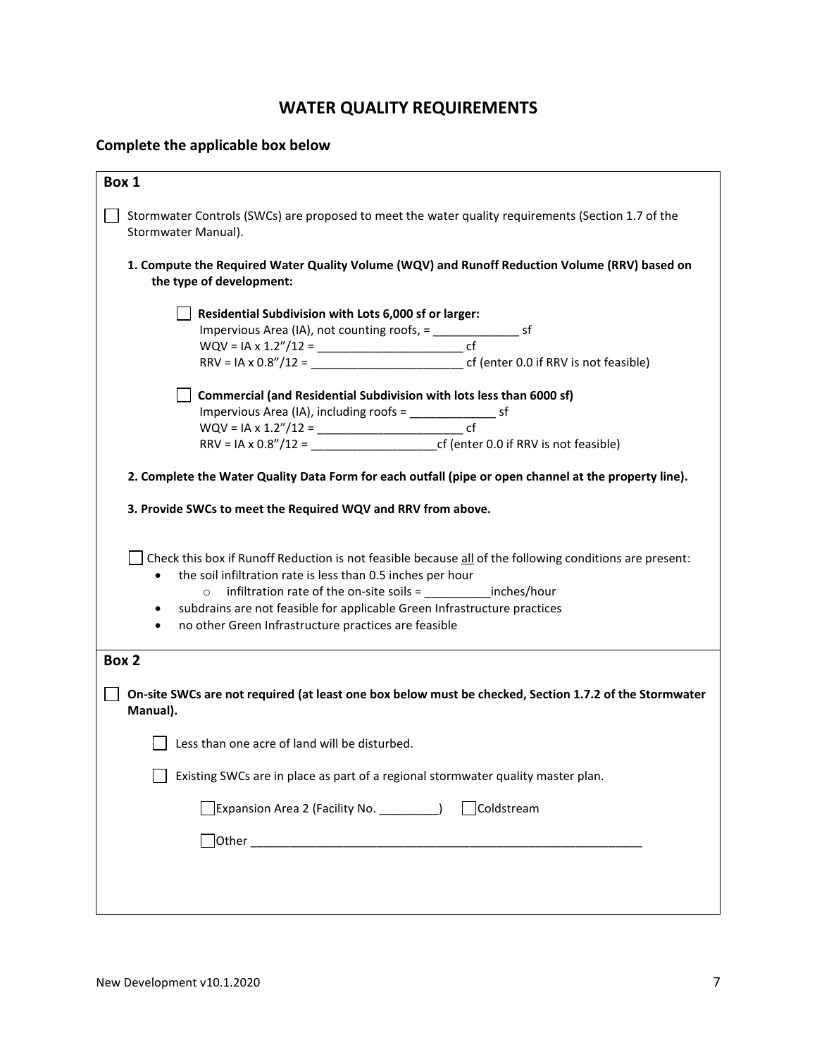# WATER QUALITY REQUIREMENTS

## Complete the applicable box below

### Box 1

☐ Stormwater Controls (SWCs) are proposed to meet the water quality requirements (Section 1.7 of the Stormwater Manual).

**1. Compute the Required Water Quality Volume (WQV) and Runoff Reduction Volume (RRV) based on the type of development:**

☐ **Residential Subdivision with Lots 6,000 sf or larger:**

Impervious Area (IA), not counting roofs, = _____________ sf

WQV = IA x 1.2"/12 = ______________________ cf

RRV = IA x 0.8"/12 = _______________________ cf (enter 0.0 if RRV is not feasible)

☐ **Commercial (and Residential Subdivision with lots less than 6000 sf)**

Impervious Area (IA), including roofs = _____________ sf

WQV = IA x 1.2"/12 = ______________________ cf

RRV = IA x 0.8"/12 = ___________________cf (enter 0.0 if RRV is not feasible)

**2. Complete the Water Quality Data Form for each outfall (pipe or open channel at the property line).**

**3. Provide SWCs to meet the Required WQV and RRV from above.**

☐ Check this box if Runoff Reduction is not feasible because all of the following conditions are present:

- the soil infiltration rate is less than 0.5 inches per hour
  - infiltration rate of the on-site soils = __________inches/hour
- subdrains are not feasible for applicable Green Infrastructure practices
- no other Green Infrastructure practices are feasible

### Box 2

☐ **On-site SWCs are not required (at least one box below must be checked, Section 1.7.2 of the Stormwater Manual).**

☐ Less than one acre of land will be disturbed.

☐ Existing SWCs are in place as part of a regional stormwater quality master plan.

☐ Expansion Area 2 (Facility No. _________) ☐ Coldstream

☐ Other ____________________________________________________________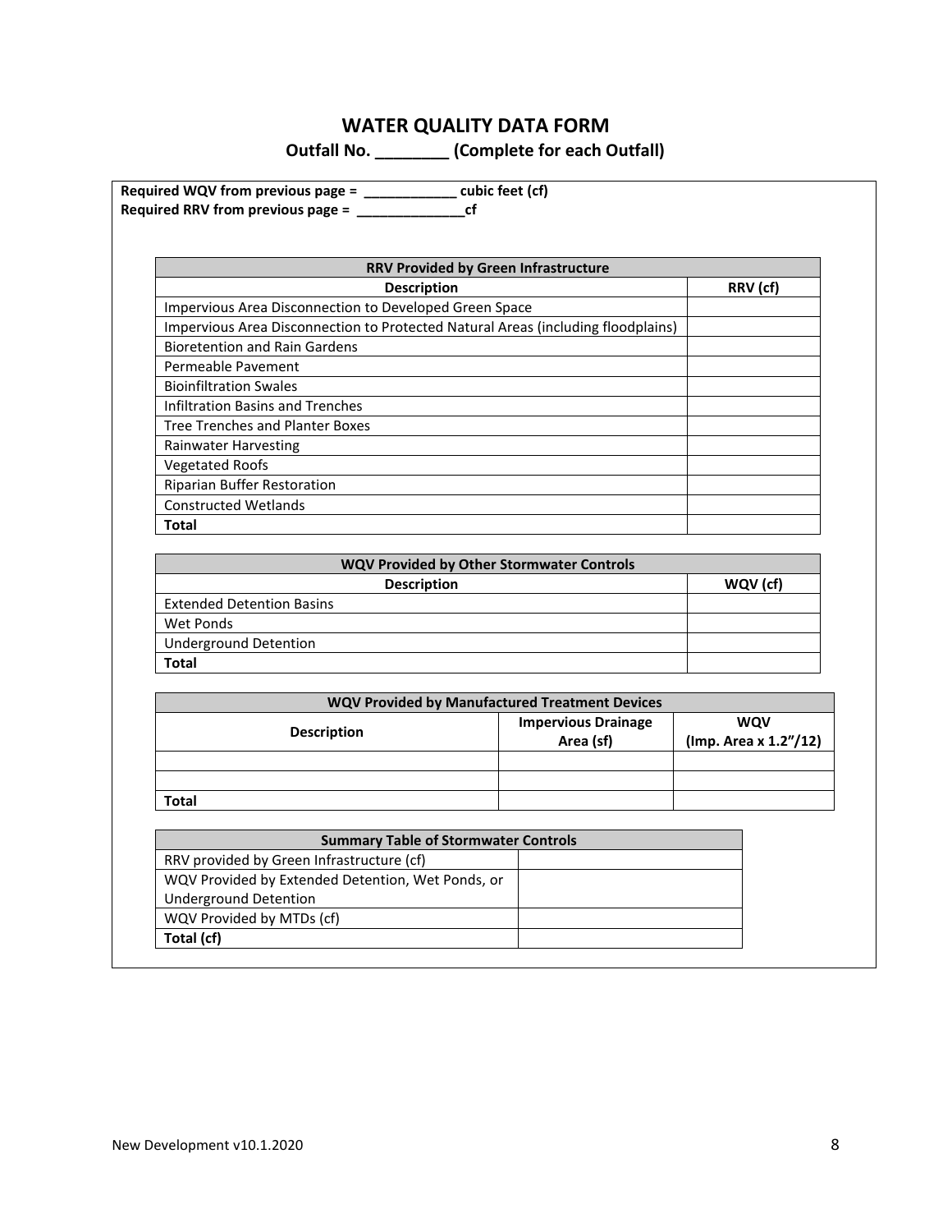# WATER QUALITY DATA FORM

## Outfall No. ________ (Complete for each Outfall)

**Required WQV from previous page = ____________ cubic feet (cf)**
**Required RRV from previous page = ______________cf**

| RRV Provided by Green Infrastructure | |
|---|---|
| **Description** | **RRV (cf)** |
| Impervious Area Disconnection to Developed Green Space | |
| Impervious Area Disconnection to Protected Natural Areas (including floodplains) | |
| Bioretention and Rain Gardens | |
| Permeable Pavement | |
| Bioinfiltration Swales | |
| Infiltration Basins and Trenches | |
| Tree Trenches and Planter Boxes | |
| Rainwater Harvesting | |
| Vegetated Roofs | |
| Riparian Buffer Restoration | |
| Constructed Wetlands | |
| **Total** | |

| WQV Provided by Other Stormwater Controls | |
|---|---|
| **Description** | **WQV (cf)** |
| Extended Detention Basins | |
| Wet Ponds | |
| Underground Detention | |
| **Total** | |

| WQV Provided by Manufactured Treatment Devices | | |
|---|---|---|
| **Description** | **Impervious Drainage Area (sf)** | **WQV (Imp. Area x 1.2"/12)** |
| | | |
| | | |
| **Total** | | |

| Summary Table of Stormwater Controls | |
|---|---|
| RRV provided by Green Infrastructure (cf) | |
| WQV Provided by Extended Detention, Wet Ponds, or Underground Detention | |
| WQV Provided by MTDs (cf) | |
| **Total (cf)** | |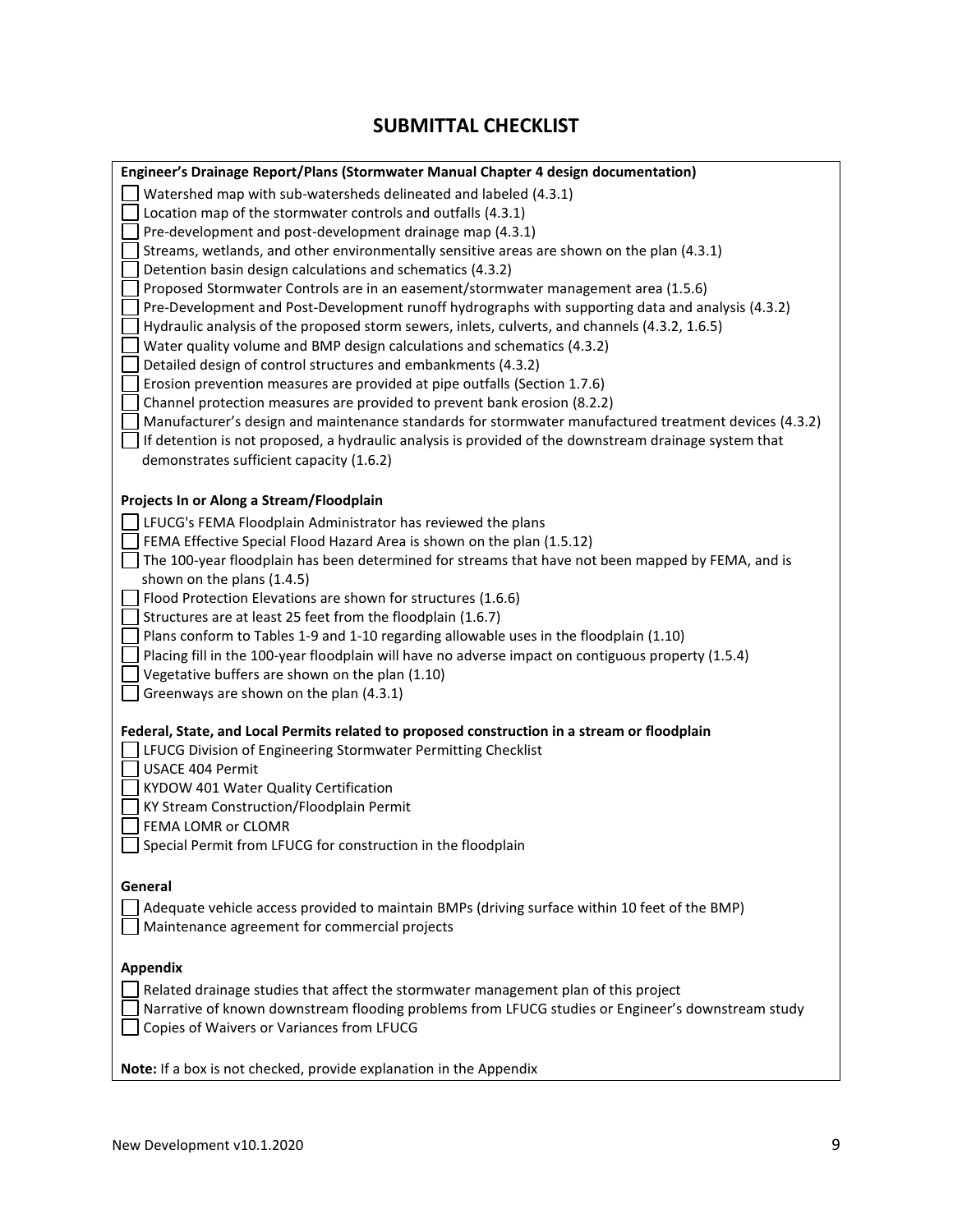# SUBMITTAL CHECKLIST

**Engineer's Drainage Report/Plans (Stormwater Manual Chapter 4 design documentation)**

- [ ] Watershed map with sub-watersheds delineated and labeled (4.3.1)
- [ ] Location map of the stormwater controls and outfalls (4.3.1)
- [ ] Pre-development and post-development drainage map (4.3.1)
- [ ] Streams, wetlands, and other environmentally sensitive areas are shown on the plan (4.3.1)
- [ ] Detention basin design calculations and schematics (4.3.2)
- [ ] Proposed Stormwater Controls are in an easement/stormwater management area (1.5.6)
- [ ] Pre-Development and Post-Development runoff hydrographs with supporting data and analysis (4.3.2)
- [ ] Hydraulic analysis of the proposed storm sewers, inlets, culverts, and channels (4.3.2, 1.6.5)
- [ ] Water quality volume and BMP design calculations and schematics (4.3.2)
- [ ] Detailed design of control structures and embankments (4.3.2)
- [ ] Erosion prevention measures are provided at pipe outfalls (Section 1.7.6)
- [ ] Channel protection measures are provided to prevent bank erosion (8.2.2)
- [ ] Manufacturer's design and maintenance standards for stormwater manufactured treatment devices (4.3.2)
- [ ] If detention is not proposed, a hydraulic analysis is provided of the downstream drainage system that demonstrates sufficient capacity (1.6.2)

**Projects In or Along a Stream/Floodplain**

- [ ] LFUCG's FEMA Floodplain Administrator has reviewed the plans
- [ ] FEMA Effective Special Flood Hazard Area is shown on the plan (1.5.12)
- [ ] The 100-year floodplain has been determined for streams that have not been mapped by FEMA, and is shown on the plans (1.4.5)
- [ ] Flood Protection Elevations are shown for structures (1.6.6)
- [ ] Structures are at least 25 feet from the floodplain (1.6.7)
- [ ] Plans conform to Tables 1-9 and 1-10 regarding allowable uses in the floodplain (1.10)
- [ ] Placing fill in the 100-year floodplain will have no adverse impact on contiguous property (1.5.4)
- [ ] Vegetative buffers are shown on the plan (1.10)
- [ ] Greenways are shown on the plan (4.3.1)

**Federal, State, and Local Permits related to proposed construction in a stream or floodplain**

- [ ] LFUCG Division of Engineering Stormwater Permitting Checklist
- [ ] USACE 404 Permit
- [ ] KYDOW 401 Water Quality Certification
- [ ] KY Stream Construction/Floodplain Permit
- [ ] FEMA LOMR or CLOMR
- [ ] Special Permit from LFUCG for construction in the floodplain

**General**

- [ ] Adequate vehicle access provided to maintain BMPs (driving surface within 10 feet of the BMP)
- [ ] Maintenance agreement for commercial projects

**Appendix**

- [ ] Related drainage studies that affect the stormwater management plan of this project
- [ ] Narrative of known downstream flooding problems from LFUCG studies or Engineer's downstream study
- [ ] Copies of Waivers or Variances from LFUCG

**Note:** If a box is not checked, provide explanation in the Appendix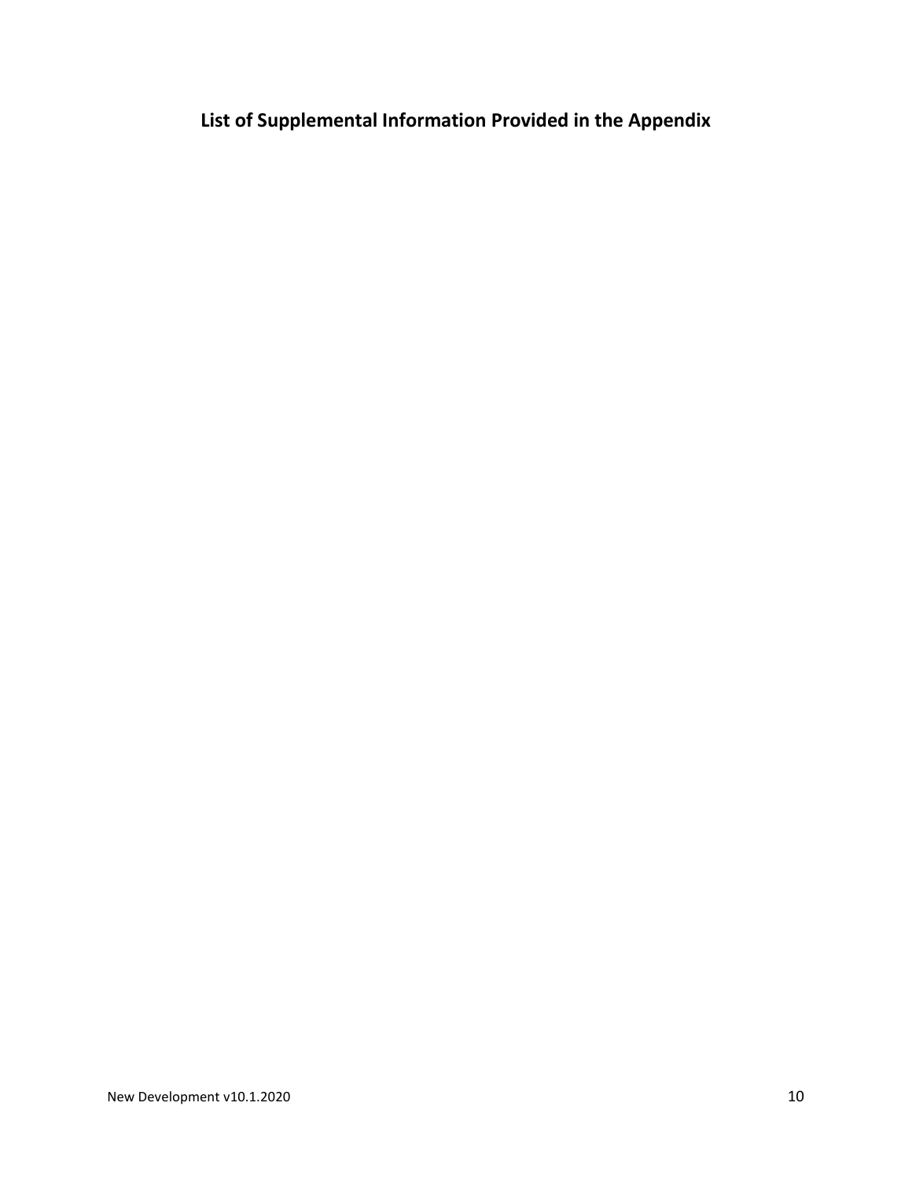# List of Supplemental Information Provided in the Appendix